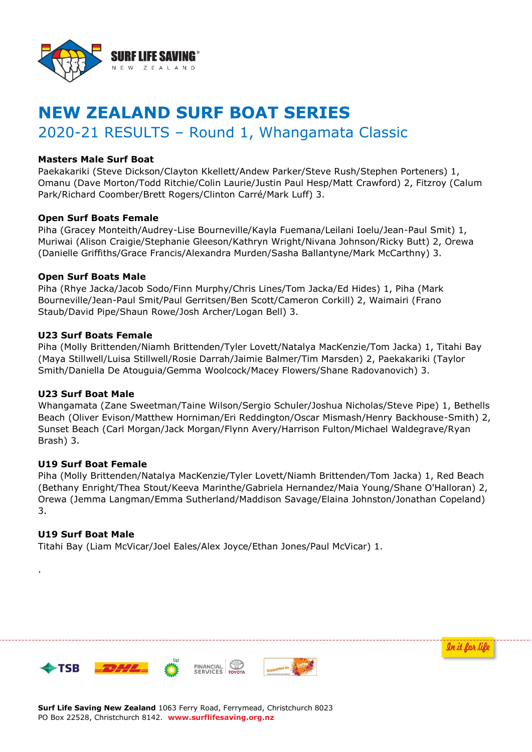# NEW ZEALAND SURF BOAT SERIES

## 2020-21 RESULTS – Round 1, Whangamata Classic

**Masters Male Surf Boat**
Paekakariki (Steve Dickson/Clayton Kkellett/Andew Parker/Steve Rush/Stephen Porteners) 1, Omanu (Dave Morton/Todd Ritchie/Colin Laurie/Justin Paul Hesp/Matt Crawford) 2, Fitzroy (Calum Park/Richard Coomber/Brett Rogers/Clinton Carré/Mark Luff) 3.

**Open Surf Boats Female**
Piha (Gracey Monteith/Audrey-Lise Bourneville/Kayla Fuemana/Leilani Ioelu/Jean-Paul Smit) 1, Muriwai (Alison Craigie/Stephanie Gleeson/Kathryn Wright/Nivana Johnson/Ricky Butt) 2, Orewa (Danielle Griffiths/Grace Francis/Alexandra Murden/Sasha Ballantyne/Mark McCarthny) 3.

**Open Surf Boats Male**
Piha (Rhye Jacka/Jacob Sodo/Finn Murphy/Chris Lines/Tom Jacka/Ed Hides) 1, Piha (Mark Bourneville/Jean-Paul Smit/Paul Gerritsen/Ben Scott/Cameron Corkill) 2, Waimairi (Frano Staub/David Pipe/Shaun Rowe/Josh Archer/Logan Bell) 3.

**U23 Surf Boats Female**
Piha (Molly Brittenden/Niamh Brittenden/Tyler Lovett/Natalya MacKenzie/Tom Jacka) 1, Titahi Bay (Maya Stillwell/Luisa Stillwell/Rosie Darrah/Jaimie Balmer/Tim Marsden) 2, Paekakariki (Taylor Smith/Daniella De Atouguia/Gemma Woolcock/Macey Flowers/Shane Radovanovich) 3.

**U23 Surf Boat Male**
Whangamata (Zane Sweetman/Taine Wilson/Sergio Schuler/Joshua Nicholas/Steve Pipe) 1, Bethells Beach (Oliver Evison/Matthew Horniman/Eri Reddington/Oscar Mismash/Henry Backhouse-Smith) 2, Sunset Beach (Carl Morgan/Jack Morgan/Flynn Avery/Harrison Fulton/Michael Waldegrave/Ryan Brash) 3.

**U19 Surf Boat Female**
Piha (Molly Brittenden/Natalya MacKenzie/Tyler Lovett/Niamh Brittenden/Tom Jacka) 1, Red Beach (Bethany Enright/Thea Stout/Keeva Marinthe/Gabriela Hernandez/Maia Young/Shane O'Halloran) 2, Orewa (Jemma Langman/Emma Sutherland/Maddison Savage/Elaina Johnston/Jonathan Copeland) 3.

**U19 Surf Boat Male**
Titahi Bay (Liam McVicar/Joel Eales/Alex Joyce/Ethan Jones/Paul McVicar) 1.

.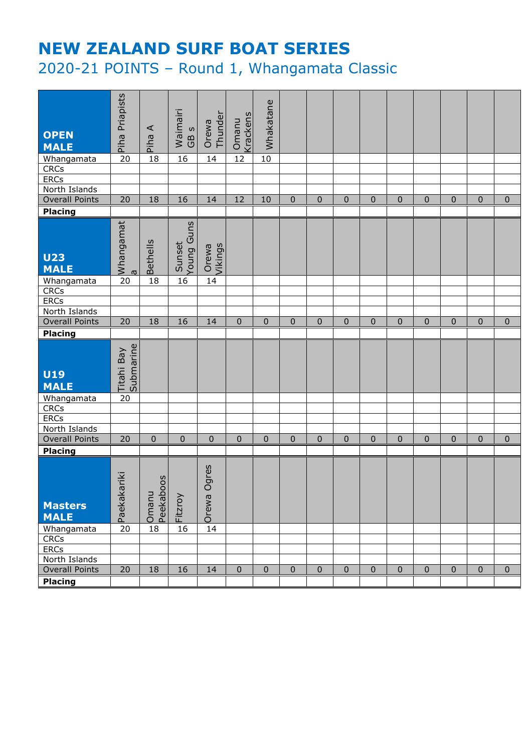# NEW ZEALAND SURF BOAT SERIES

## 2020-21 POINTS – Round 1, Whangamata Classic

| **OPEN MALE** | Piha Priapists | Piha A | Waimairi GB s | Orewa Thunder | Omanu Krackens | Whakatane | | | | | | | | | |
|---|---|---|---|---|---|---|---|---|---|---|---|---|---|---|---|
| Whangamata | 20 | 18 | 16 | 14 | 12 | 10 | | | | | | | | | |
| CRCs | | | | | | | | | | | | | | | |
| ERCs | | | | | | | | | | | | | | | |
| North Islands | | | | | | | | | | | | | | | |
| Overall Points | 20 | 18 | 16 | 14 | 12 | 10 | 0 | 0 | 0 | 0 | 0 | 0 | 0 | 0 | 0 |
| **Placing** | | | | | | | | | | | | | | | |

| **U23 MALE** | Whangamata | Bethells | Sunset Young Guns | Orewa Vikings | | | | | | | | | | | |
|---|---|---|---|---|---|---|---|---|---|---|---|---|---|---|---|
| Whangamata | 20 | 18 | 16 | 14 | | | | | | | | | | | |
| CRCs | | | | | | | | | | | | | | | |
| ERCs | | | | | | | | | | | | | | | |
| North Islands | | | | | | | | | | | | | | | |
| Overall Points | 20 | 18 | 16 | 14 | 0 | 0 | 0 | 0 | 0 | 0 | 0 | 0 | 0 | 0 | 0 |
| **Placing** | | | | | | | | | | | | | | | |

| **U19 MALE** | Titahi Bay Submarine | | | | | | | | | | | | | | |
|---|---|---|---|---|---|---|---|---|---|---|---|---|---|---|---|
| Whangamata | 20 | | | | | | | | | | | | | | |
| CRCs | | | | | | | | | | | | | | | |
| ERCs | | | | | | | | | | | | | | | |
| North Islands | | | | | | | | | | | | | | | |
| Overall Points | 20 | 0 | 0 | 0 | 0 | 0 | 0 | 0 | 0 | 0 | 0 | 0 | 0 | 0 | 0 |
| **Placing** | | | | | | | | | | | | | | | |

| **Masters MALE** | Paekakariki | Omanu Peekaboos | Fitzroy | Orewa Ogres | | | | | | | | | | | |
|---|---|---|---|---|---|---|---|---|---|---|---|---|---|---|---|
| Whangamata | 20 | 18 | 16 | 14 | | | | | | | | | | | |
| CRCs | | | | | | | | | | | | | | | |
| ERCs | | | | | | | | | | | | | | | |
| North Islands | | | | | | | | | | | | | | | |
| Overall Points | 20 | 18 | 16 | 14 | 0 | 0 | 0 | 0 | 0 | 0 | 0 | 0 | 0 | 0 | 0 |
| **Placing** | | | | | | | | | | | | | | | |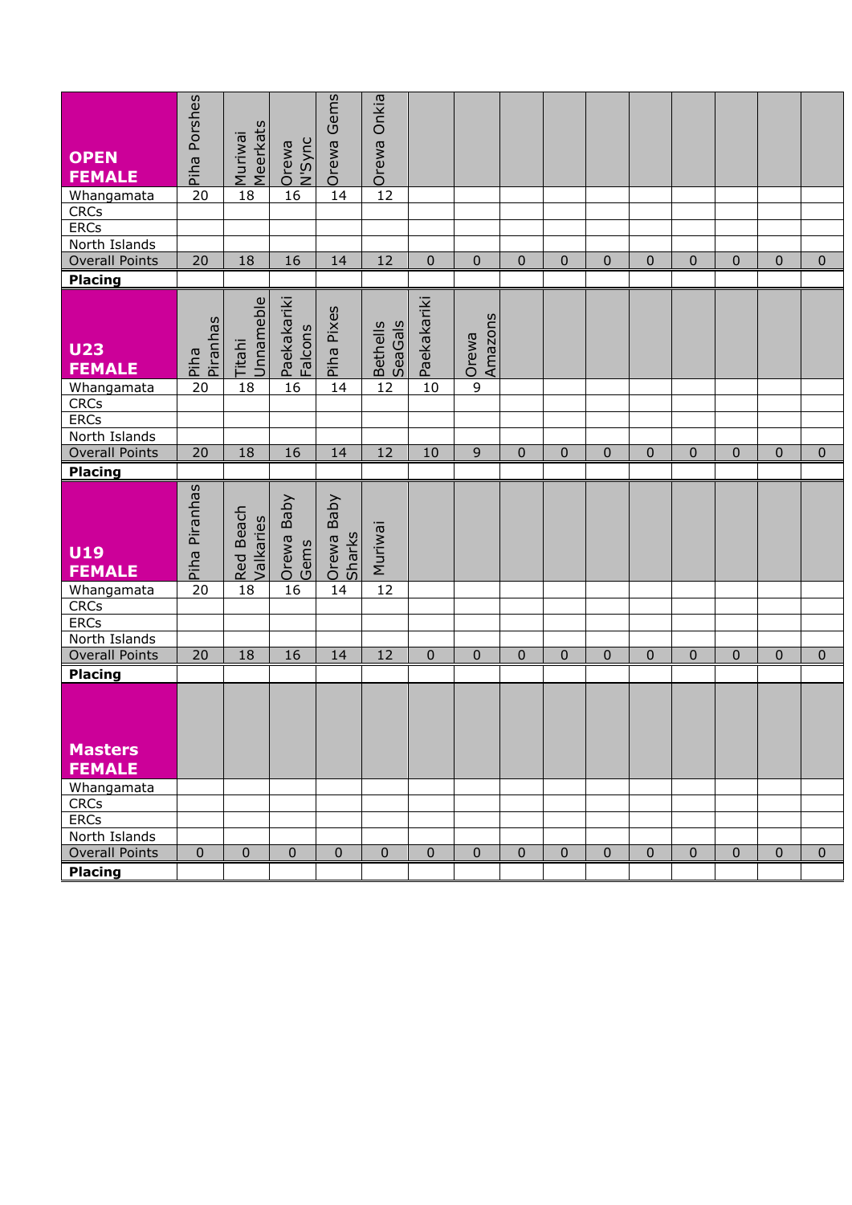| OPEN FEMALE | Piha Porshes | Muriwai Meerkats | Orewa N'Sync | Orewa Gems | Orewa Onkia | | | | | | | | | | |
|---|---|---|---|---|---|---|---|---|---|---|---|---|---|---|---|
| Whangamata | 20 | 18 | 16 | 14 | 12 | | | | | | | | | | |
| CRCs | | | | | | | | | | | | | | | |
| ERCs | | | | | | | | | | | | | | | |
| North Islands | | | | | | | | | | | | | | | |
| Overall Points | 20 | 18 | 16 | 14 | 12 | 0 | 0 | 0 | 0 | 0 | 0 | 0 | 0 | 0 | 0 |
| **Placing** | | | | | | | | | | | | | | | |

| U23 FEMALE | Piha Piranhas | Titahi Unnameble | Paekakariki Falcons | Piha Pixes | Bethells SeaGals | Paekakariki | Orewa Amazons | | | | | | | | |
|---|---|---|---|---|---|---|---|---|---|---|---|---|---|---|---|
| Whangamata | 20 | 18 | 16 | 14 | 12 | 10 | 9 | | | | | | | | |
| CRCs | | | | | | | | | | | | | | | |
| ERCs | | | | | | | | | | | | | | | |
| North Islands | | | | | | | | | | | | | | | |
| Overall Points | 20 | 18 | 16 | 14 | 12 | 10 | 9 | 0 | 0 | 0 | 0 | 0 | 0 | 0 | 0 |
| **Placing** | | | | | | | | | | | | | | | |

| U19 FEMALE | Piha Piranhas | Red Beach Valkaries | Orewa Baby Gems | Orewa Baby Sharks | Muriwai | | | | | | | | | | |
|---|---|---|---|---|---|---|---|---|---|---|---|---|---|---|---|
| Whangamata | 20 | 18 | 16 | 14 | 12 | | | | | | | | | | |
| CRCs | | | | | | | | | | | | | | | |
| ERCs | | | | | | | | | | | | | | | |
| North Islands | | | | | | | | | | | | | | | |
| Overall Points | 20 | 18 | 16 | 14 | 12 | 0 | 0 | 0 | 0 | 0 | 0 | 0 | 0 | 0 | 0 |
| **Placing** | | | | | | | | | | | | | | | |

| Masters FEMALE | | | | | | | | | | | | | | | |
|---|---|---|---|---|---|---|---|---|---|---|---|---|---|---|---|
| Whangamata | | | | | | | | | | | | | | | |
| CRCs | | | | | | | | | | | | | | | |
| ERCs | | | | | | | | | | | | | | | |
| North Islands | | | | | | | | | | | | | | | |
| Overall Points | 0 | 0 | 0 | 0 | 0 | 0 | 0 | 0 | 0 | 0 | 0 | 0 | 0 | 0 | 0 |
| **Placing** | | | | | | | | | | | | | | | |